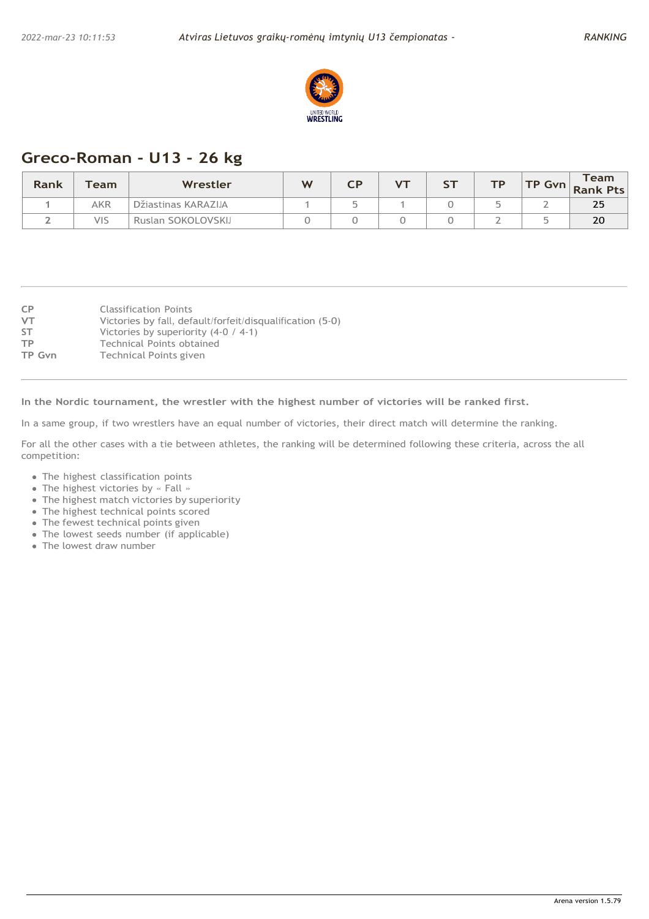## Greco-Roman - U13 - 26 kg

| Rank | Team | Wrestler | W | CP | VT | ST | TP | TP Gvn | Team Rank Pts |
|---|---|---|---|---|---|---|---|---|---|
| 1 | AKR | Džiastinas KARAZIJA | 1 | 5 | 1 | 0 | 5 | 2 | **25** |
| 2 | VIS | Ruslan SOKOLOVSKIJ | 0 | 0 | 0 | 0 | 2 | 5 | **20** |

**CP** Classification Points
**VT** Victories by fall, default/forfeit/disqualification (5-0)
**ST** Victories by superiority (4-0 / 4-1)
**TP** Technical Points obtained
**TP Gvn** Technical Points given

**In the Nordic tournament, the wrestler with the highest number of victories will be ranked first.**

In a same group, if two wrestlers have an equal number of victories, their direct match will determine the ranking.

For all the other cases with a tie between athletes, the ranking will be determined following these criteria, across the all competition:

- The highest classification points
- The highest victories by « Fall »
- The highest match victories by superiority
- The highest technical points scored
- The fewest technical points given
- The lowest seeds number (if applicable)
- The lowest draw number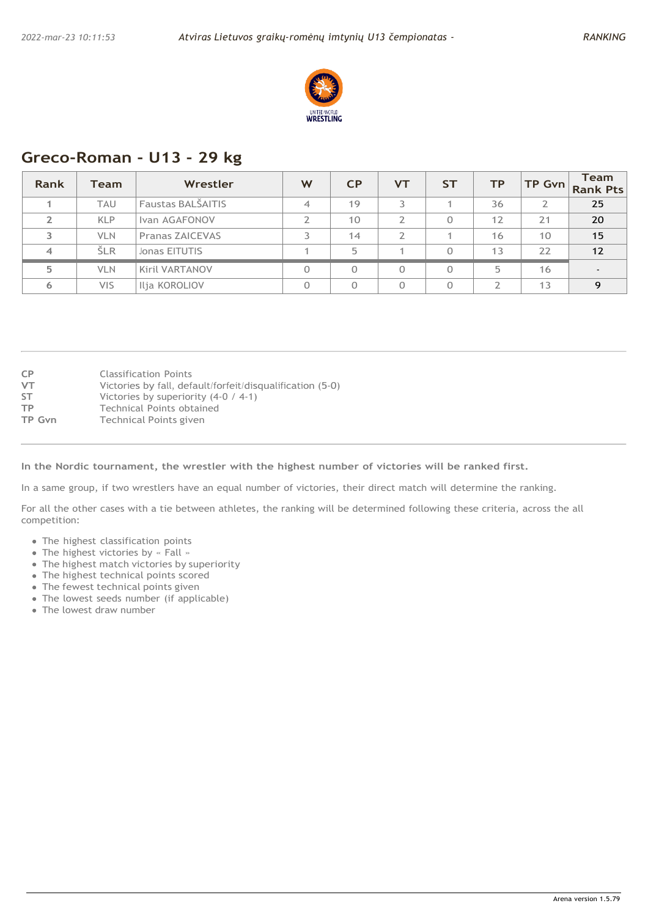## Greco-Roman - U13 - 29 kg

| Rank | Team | Wrestler | W | CP | VT | ST | TP | TP Gvn | Team Rank Pts |
|---|---|---|---|---|---|---|---|---|---|
| 1 | TAU | Faustas BALŠAITIS | 4 | 19 | 3 | 1 | 36 | 2 | 25 |
| 2 | KLP | Ivan AGAFONOV | 2 | 10 | 2 | 0 | 12 | 21 | 20 |
| 3 | VLN | Pranas ZAICEVAS | 3 | 14 | 2 | 1 | 16 | 10 | 15 |
| 4 | ŠLR | Jonas EITUTIS | 1 | 5 | 1 | 0 | 13 | 22 | 12 |
| 5 | VLN | Kiril VARTANOV | 0 | 0 | 0 | 0 | 5 | 16 | - |
| 6 | VIS | Ilja KOROLIOV | 0 | 0 | 0 | 0 | 2 | 13 | 9 |

**CP** Classification Points
**VT** Victories by fall, default/forfeit/disqualification (5-0)
**ST** Victories by superiority (4-0 / 4-1)
**TP** Technical Points obtained
**TP Gvn** Technical Points given

**In the Nordic tournament, the wrestler with the highest number of victories will be ranked first.**

In a same group, if two wrestlers have an equal number of victories, their direct match will determine the ranking.

For all the other cases with a tie between athletes, the ranking will be determined following these criteria, across the all competition:

- The highest classification points
- The highest victories by « Fall »
- The highest match victories by superiority
- The highest technical points scored
- The fewest technical points given
- The lowest seeds number (if applicable)
- The lowest draw number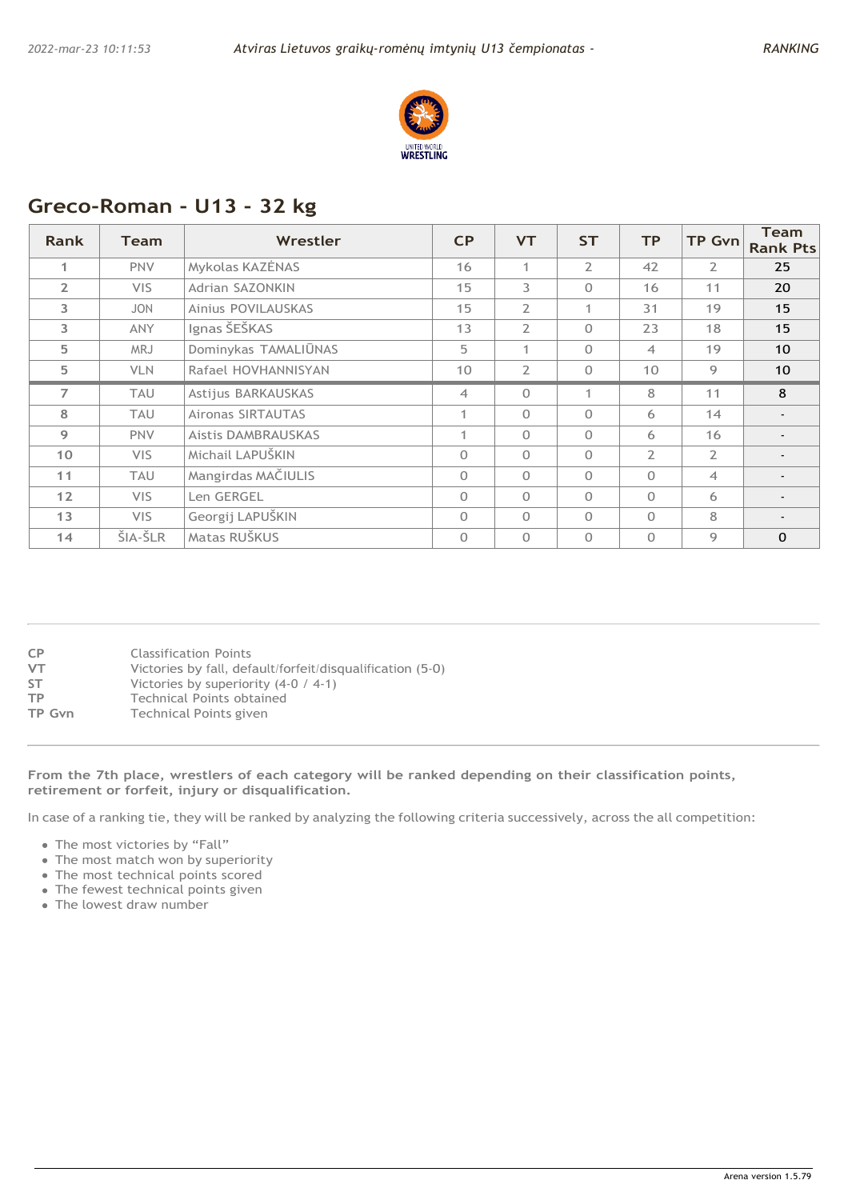## Greco-Roman - U13 - 32 kg

| Rank | Team | Wrestler | CP | VT | ST | TP | TP Gvn | Team Rank Pts |
|---|---|---|---|---|---|---|---|---|
| 1 | PNV | Mykolas KAZĖNAS | 16 | 1 | 2 | 42 | 2 | 25 |
| 2 | VIS | Adrian SAZONKIN | 15 | 3 | 0 | 16 | 11 | 20 |
| 3 | JON | Ainius POVILAUSKAS | 15 | 2 | 1 | 31 | 19 | 15 |
| 3 | ANY | Ignas ŠEŠKAS | 13 | 2 | 0 | 23 | 18 | 15 |
| 5 | MRJ | Dominykas TAMALIŪNAS | 5 | 1 | 0 | 4 | 19 | 10 |
| 5 | VLN | Rafael HOVHANNISYAN | 10 | 2 | 0 | 10 | 9 | 10 |
| 7 | TAU | Astijus BARKAUSKAS | 4 | 0 | 1 | 8 | 11 | 8 |
| 8 | TAU | Aironas SIRTAUTAS | 1 | 0 | 0 | 6 | 14 | - |
| 9 | PNV | Aistis DAMBRAUSKAS | 1 | 0 | 0 | 6 | 16 | - |
| 10 | VIS | Michail LAPUŠKIN | 0 | 0 | 0 | 2 | 2 | - |
| 11 | TAU | Mangirdas MAČIULIS | 0 | 0 | 0 | 0 | 4 | - |
| 12 | VIS | Len GERGEL | 0 | 0 | 0 | 0 | 6 | - |
| 13 | VIS | Georgij LAPUŠKIN | 0 | 0 | 0 | 0 | 8 | - |
| 14 | ŠIA-ŠLR | Matas RUŠKUS | 0 | 0 | 0 | 0 | 9 | 0 |

**CP** Classification Points
**VT** Victories by fall, default/forfeit/disqualification (5-0)
**ST** Victories by superiority (4-0 / 4-1)
**TP** Technical Points obtained
**TP Gvn** Technical Points given

**From the 7th place, wrestlers of each category will be ranked depending on their classification points, retirement or forfeit, injury or disqualification.**

In case of a ranking tie, they will be ranked by analyzing the following criteria successively, across the all competition:

- The most victories by "Fall"
- The most match won by superiority
- The most technical points scored
- The fewest technical points given
- The lowest draw number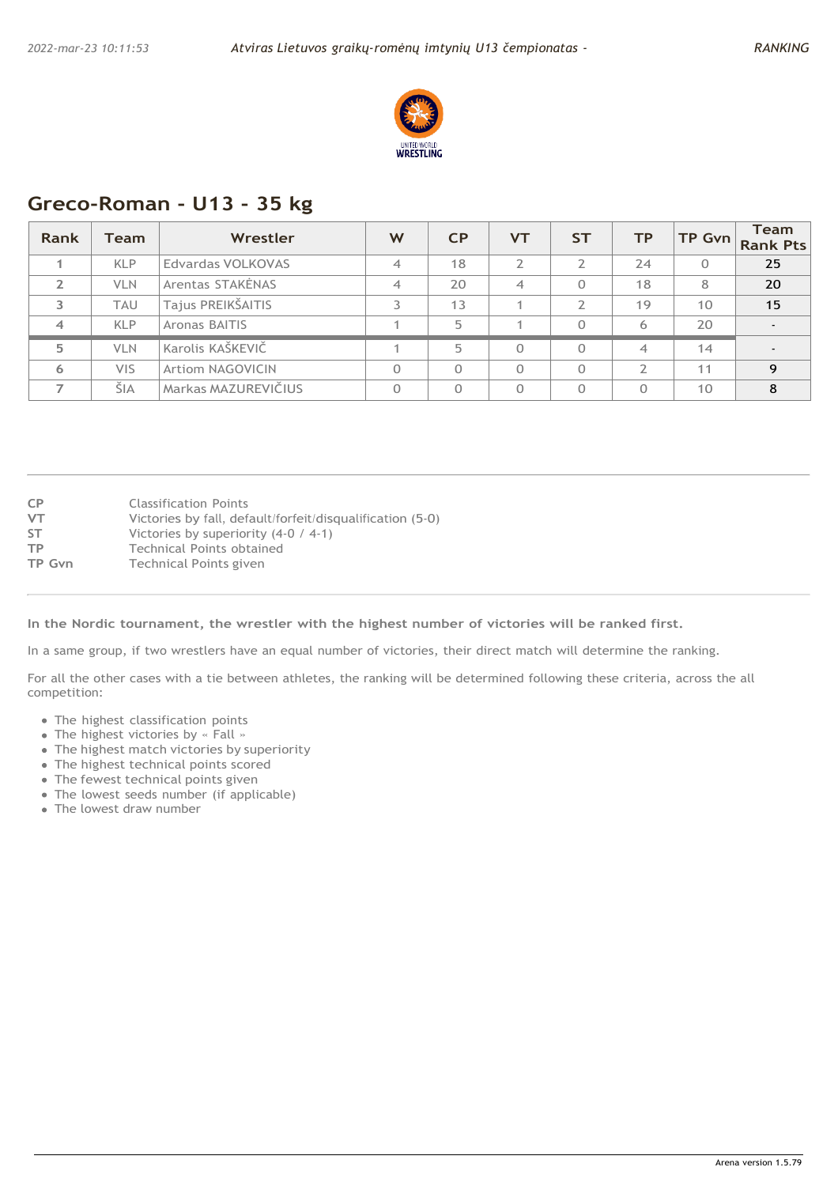## Greco-Roman - U13 - 35 kg

| Rank | Team | Wrestler | W | CP | VT | ST | TP | TP Gvn | Team Rank Pts |
|---|---|---|---|---|---|---|---|---|---|
| 1 | KLP | Edvardas VOLKOVAS | 4 | 18 | 2 | 2 | 24 | 0 | 25 |
| 2 | VLN | Arentas STAKĖNAS | 4 | 20 | 4 | 0 | 18 | 8 | 20 |
| 3 | TAU | Tajus PREIKŠAITIS | 3 | 13 | 1 | 2 | 19 | 10 | 15 |
| 4 | KLP | Aronas BAITIS | 1 | 5 | 1 | 0 | 6 | 20 | - |
| 5 | VLN | Karolis KAŠKEVIČ | 1 | 5 | 0 | 0 | 4 | 14 | - |
| 6 | VIS | Artiom NAGOVICIN | 0 | 0 | 0 | 0 | 2 | 11 | 9 |
| 7 | ŠIA | Markas MAZUREVIČIUS | 0 | 0 | 0 | 0 | 0 | 10 | 8 |

| | |
|---|---|
| CP | Classification Points |
| VT | Victories by fall, default/forfeit/disqualification (5-0) |
| ST | Victories by superiority (4-0 / 4-1) |
| TP | Technical Points obtained |
| TP Gvn | Technical Points given |

**In the Nordic tournament, the wrestler with the highest number of victories will be ranked first.**

In a same group, if two wrestlers have an equal number of victories, their direct match will determine the ranking.

For all the other cases with a tie between athletes, the ranking will be determined following these criteria, across the all competition:

- The highest classification points
- The highest victories by « Fall »
- The highest match victories by superiority
- The highest technical points scored
- The fewest technical points given
- The lowest seeds number (if applicable)
- The lowest draw number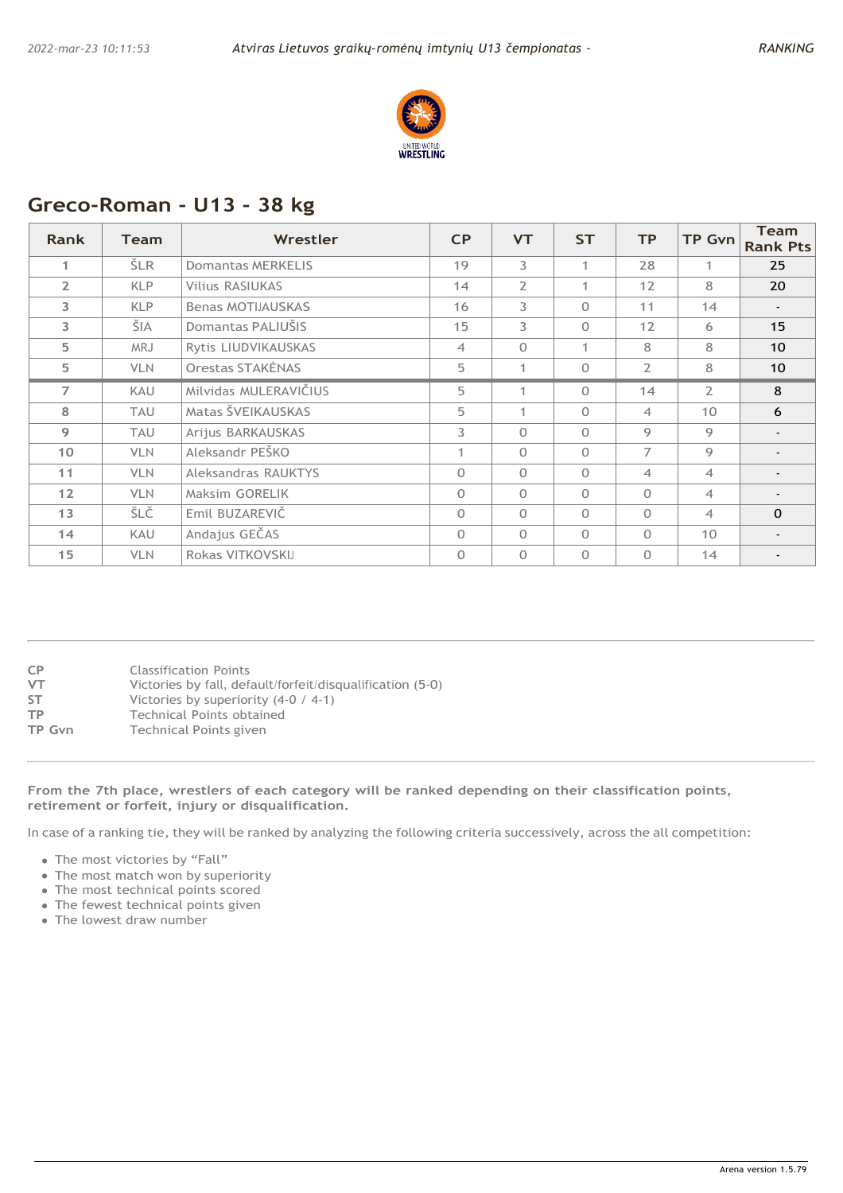## Greco-Roman - U13 - 38 kg

| Rank | Team | Wrestler | CP | VT | ST | TP | TP Gvn | Team Rank Pts |
|---|---|---|---|---|---|---|---|---|
| 1 | ŠLR | Domantas MERKELIS | 19 | 3 | 1 | 28 | 1 | 25 |
| 2 | KLP | Vilius RASIUKAS | 14 | 2 | 1 | 12 | 8 | 20 |
| 3 | KLP | Benas MOTIJAUSKAS | 16 | 3 | 0 | 11 | 14 | - |
| 3 | ŠIA | Domantas PALIUŠIS | 15 | 3 | 0 | 12 | 6 | 15 |
| 5 | MRJ | Rytis LIUDVIKAUSKAS | 4 | 0 | 1 | 8 | 8 | 10 |
| 5 | VLN | Orestas STAKĖNAS | 5 | 1 | 0 | 2 | 8 | 10 |
| 7 | KAU | Milvidas MULERAVIČIUS | 5 | 1 | 0 | 14 | 2 | 8 |
| 8 | TAU | Matas ŠVEIKAUSKAS | 5 | 1 | 0 | 4 | 10 | 6 |
| 9 | TAU | Arijus BARKAUSKAS | 3 | 0 | 0 | 9 | 9 | - |
| 10 | VLN | Aleksandr PEŠKO | 1 | 0 | 0 | 7 | 9 | - |
| 11 | VLN | Aleksandras RAUKTYS | 0 | 0 | 0 | 4 | 4 | - |
| 12 | VLN | Maksim GORELIK | 0 | 0 | 0 | 0 | 4 | - |
| 13 | ŠLČ | Emil BUZAREVIČ | 0 | 0 | 0 | 0 | 4 | 0 |
| 14 | KAU | Andajus GEČAS | 0 | 0 | 0 | 0 | 10 | - |
| 15 | VLN | Rokas VITKOVSKIJ | 0 | 0 | 0 | 0 | 14 | - |

| | |
|---|---|
| CP | Classification Points |
| VT | Victories by fall, default/forfeit/disqualification (5-0) |
| ST | Victories by superiority (4-0 / 4-1) |
| TP | Technical Points obtained |
| TP Gvn | Technical Points given |

**From the 7th place, wrestlers of each category will be ranked depending on their classification points, retirement or forfeit, injury or disqualification.**

In case of a ranking tie, they will be ranked by analyzing the following criteria successively, across the all competition:

- The most victories by "Fall"
- The most match won by superiority
- The most technical points scored
- The fewest technical points given
- The lowest draw number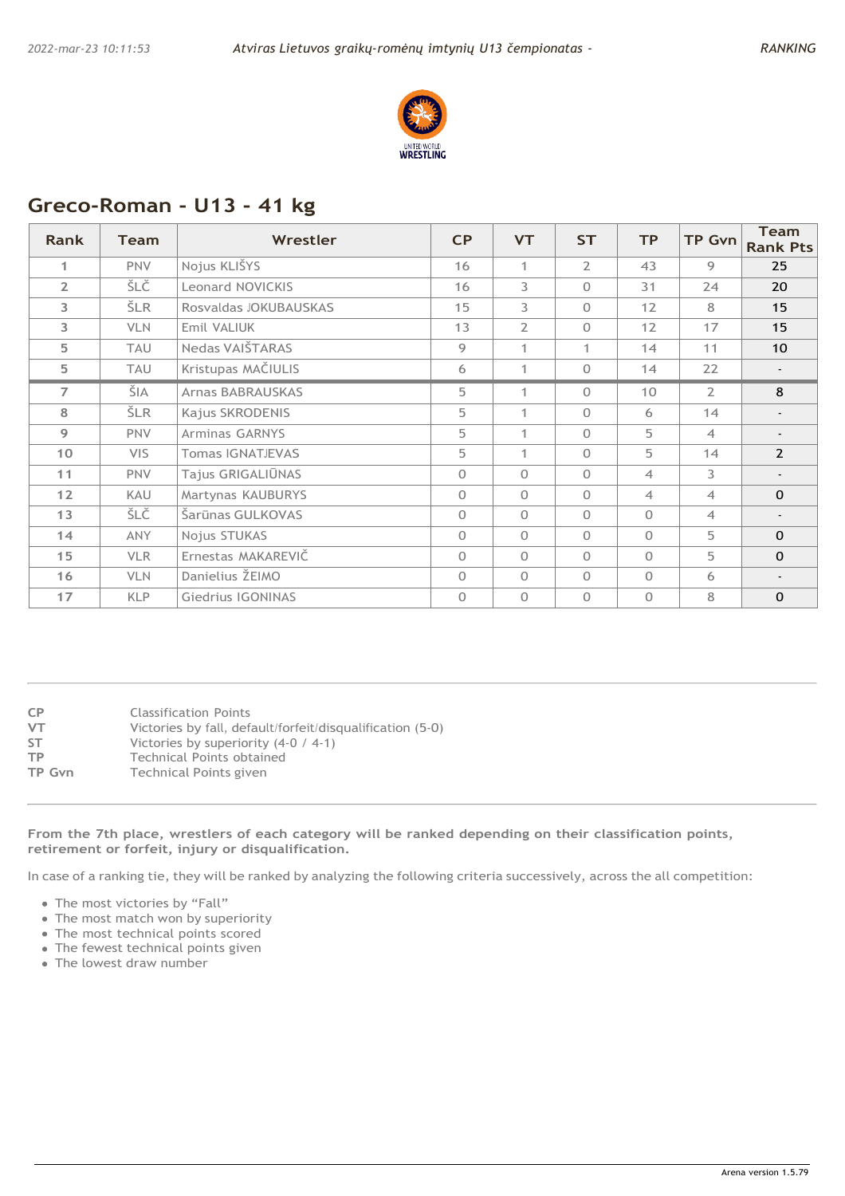## Greco-Roman - U13 - 41 kg

| Rank | Team | Wrestler | CP | VT | ST | TP | TP Gvn | Team Rank Pts |
|---|---|---|---|---|---|---|---|---|
| 1 | PNV | Nojus KLIŠYS | 16 | 1 | 2 | 43 | 9 | 25 |
| 2 | ŠLČ | Leonard NOVICKIS | 16 | 3 | 0 | 31 | 24 | 20 |
| 3 | ŠLR | Rosvaldas JOKUBAUSKAS | 15 | 3 | 0 | 12 | 8 | 15 |
| 3 | VLN | Emil VALIUK | 13 | 2 | 0 | 12 | 17 | 15 |
| 5 | TAU | Nedas VAIŠTARAS | 9 | 1 | 1 | 14 | 11 | 10 |
| 5 | TAU | Kristupas MAČIULIS | 6 | 1 | 0 | 14 | 22 | - |
| 7 | ŠIA | Arnas BABRAUSKAS | 5 | 1 | 0 | 10 | 2 | 8 |
| 8 | ŠLR | Kajus SKRODENIS | 5 | 1 | 0 | 6 | 14 | - |
| 9 | PNV | Arminas GARNYS | 5 | 1 | 0 | 5 | 4 | - |
| 10 | VIS | Tomas IGNATJEVAS | 5 | 1 | 0 | 5 | 14 | 2 |
| 11 | PNV | Tajus GRIGALIŪNAS | 0 | 0 | 0 | 4 | 3 | - |
| 12 | KAU | Martynas KAUBURYS | 0 | 0 | 0 | 4 | 4 | 0 |
| 13 | ŠLČ | Šarūnas GULKOVAS | 0 | 0 | 0 | 0 | 4 | - |
| 14 | ANY | Nojus STUKAS | 0 | 0 | 0 | 0 | 5 | 0 |
| 15 | VLR | Ernestas MAKAREVIČ | 0 | 0 | 0 | 0 | 5 | 0 |
| 16 | VLN | Danielius ŽEIMO | 0 | 0 | 0 | 0 | 6 | - |
| 17 | KLP | Giedrius IGONINAS | 0 | 0 | 0 | 0 | 8 | 0 |

CP — Classification Points
VT — Victories by fall, default/forfeit/disqualification (5-0)
ST — Victories by superiority (4-0 / 4-1)
TP — Technical Points obtained
TP Gvn — Technical Points given

**From the 7th place, wrestlers of each category will be ranked depending on their classification points, retirement or forfeit, injury or disqualification.**

In case of a ranking tie, they will be ranked by analyzing the following criteria successively, across the all competition:

- The most victories by "Fall"
- The most match won by superiority
- The most technical points scored
- The fewest technical points given
- The lowest draw number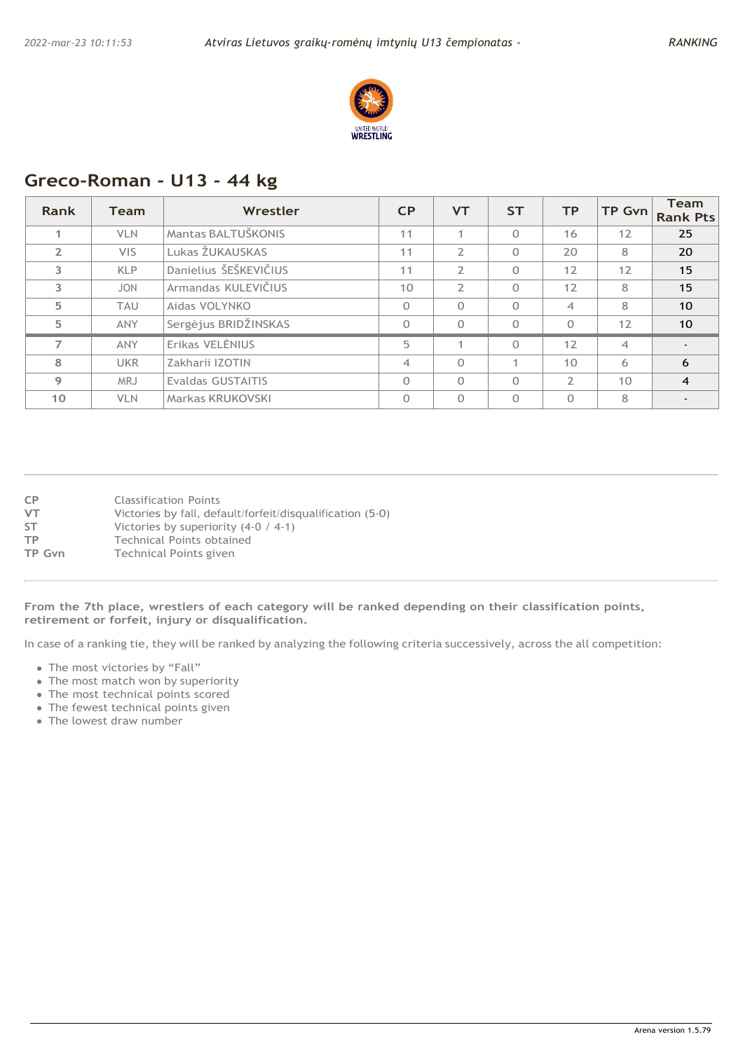## Greco-Roman - U13 - 44 kg

| Rank | Team | Wrestler | CP | VT | ST | TP | TP Gvn | Team Rank Pts |
|---|---|---|---|---|---|---|---|---|
| 1 | VLN | Mantas BALTUŠKONIS | 11 | 1 | 0 | 16 | 12 | 25 |
| 2 | VIS | Lukas ŽUKAUSKAS | 11 | 2 | 0 | 20 | 8 | 20 |
| 3 | KLP | Danielius ŠEŠKEVIČIUS | 11 | 2 | 0 | 12 | 12 | 15 |
| 3 | JON | Armandas KULEVIČIUS | 10 | 2 | 0 | 12 | 8 | 15 |
| 5 | TAU | Aidas VOLYNKO | 0 | 0 | 0 | 4 | 8 | 10 |
| 5 | ANY | Sergėjus BRIDŽINSKAS | 0 | 0 | 0 | 0 | 12 | 10 |
| 7 | ANY | Erikas VELĖNIUS | 5 | 1 | 0 | 12 | 4 | - |
| 8 | UKR | Zakharii IZOTIN | 4 | 0 | 1 | 10 | 6 | 6 |
| 9 | MRJ | Evaldas GUSTAITIS | 0 | 0 | 0 | 2 | 10 | 4 |
| 10 | VLN | Markas KRUKOVSKI | 0 | 0 | 0 | 0 | 8 | - |

| | |
|---|---|
| CP | Classification Points |
| VT | Victories by fall, default/forfeit/disqualification (5-0) |
| ST | Victories by superiority (4-0 / 4-1) |
| TP | Technical Points obtained |
| TP Gvn | Technical Points given |

**From the 7th place, wrestlers of each category will be ranked depending on their classification points, retirement or forfeit, injury or disqualification.**

In case of a ranking tie, they will be ranked by analyzing the following criteria successively, across the all competition:

- The most victories by "Fall"
- The most match won by superiority
- The most technical points scored
- The fewest technical points given
- The lowest draw number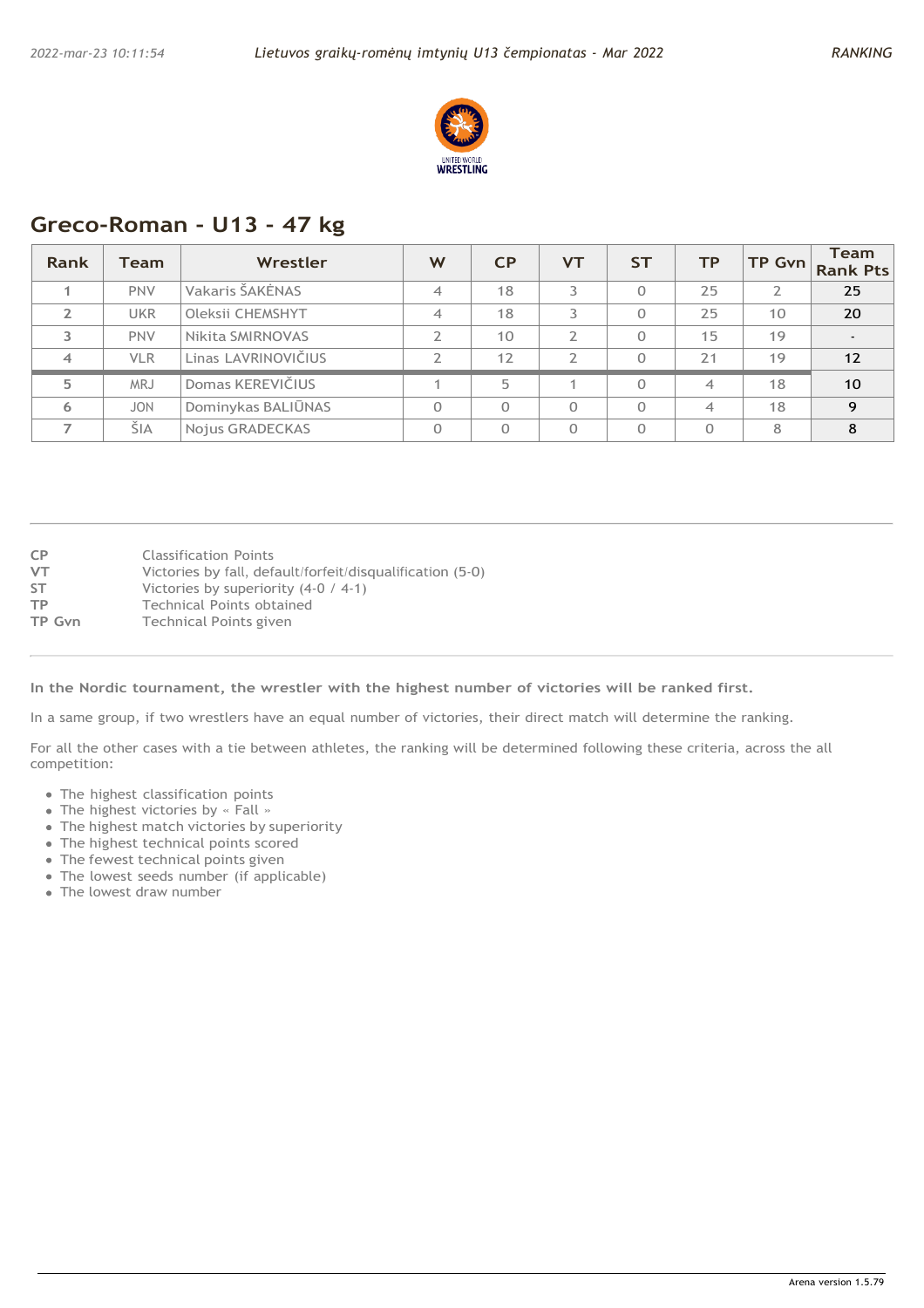## Greco-Roman - U13 - 47 kg

| Rank | Team | Wrestler | W | CP | VT | ST | TP | TP Gvn | Team Rank Pts |
|---|---|---|---|---|---|---|---|---|---|
| 1 | PNV | Vakaris ŠAKĖNAS | 4 | 18 | 3 | 0 | 25 | 2 | 25 |
| 2 | UKR | Oleksii CHEMSHYT | 4 | 18 | 3 | 0 | 25 | 10 | 20 |
| 3 | PNV | Nikita SMIRNOVAS | 2 | 10 | 2 | 0 | 15 | 19 | - |
| 4 | VLR | Linas LAVRINOVIČIUS | 2 | 12 | 2 | 0 | 21 | 19 | 12 |
| 5 | MRJ | Domas KEREVIČIUS | 1 | 5 | 1 | 0 | 4 | 18 | 10 |
| 6 | JON | Dominykas BALIŪNAS | 0 | 0 | 0 | 0 | 4 | 18 | 9 |
| 7 | ŠIA | Nojus GRADECKAS | 0 | 0 | 0 | 0 | 0 | 8 | 8 |

| | |
|---|---|
| CP | Classification Points |
| VT | Victories by fall, default/forfeit/disqualification (5-0) |
| ST | Victories by superiority (4-0 / 4-1) |
| TP | Technical Points obtained |
| TP Gvn | Technical Points given |

**In the Nordic tournament, the wrestler with the highest number of victories will be ranked first.**

In a same group, if two wrestlers have an equal number of victories, their direct match will determine the ranking.

For all the other cases with a tie between athletes, the ranking will be determined following these criteria, across the all competition:

- The highest classification points
- The highest victories by « Fall »
- The highest match victories by superiority
- The highest technical points scored
- The fewest technical points given
- The lowest seeds number (if applicable)
- The lowest draw number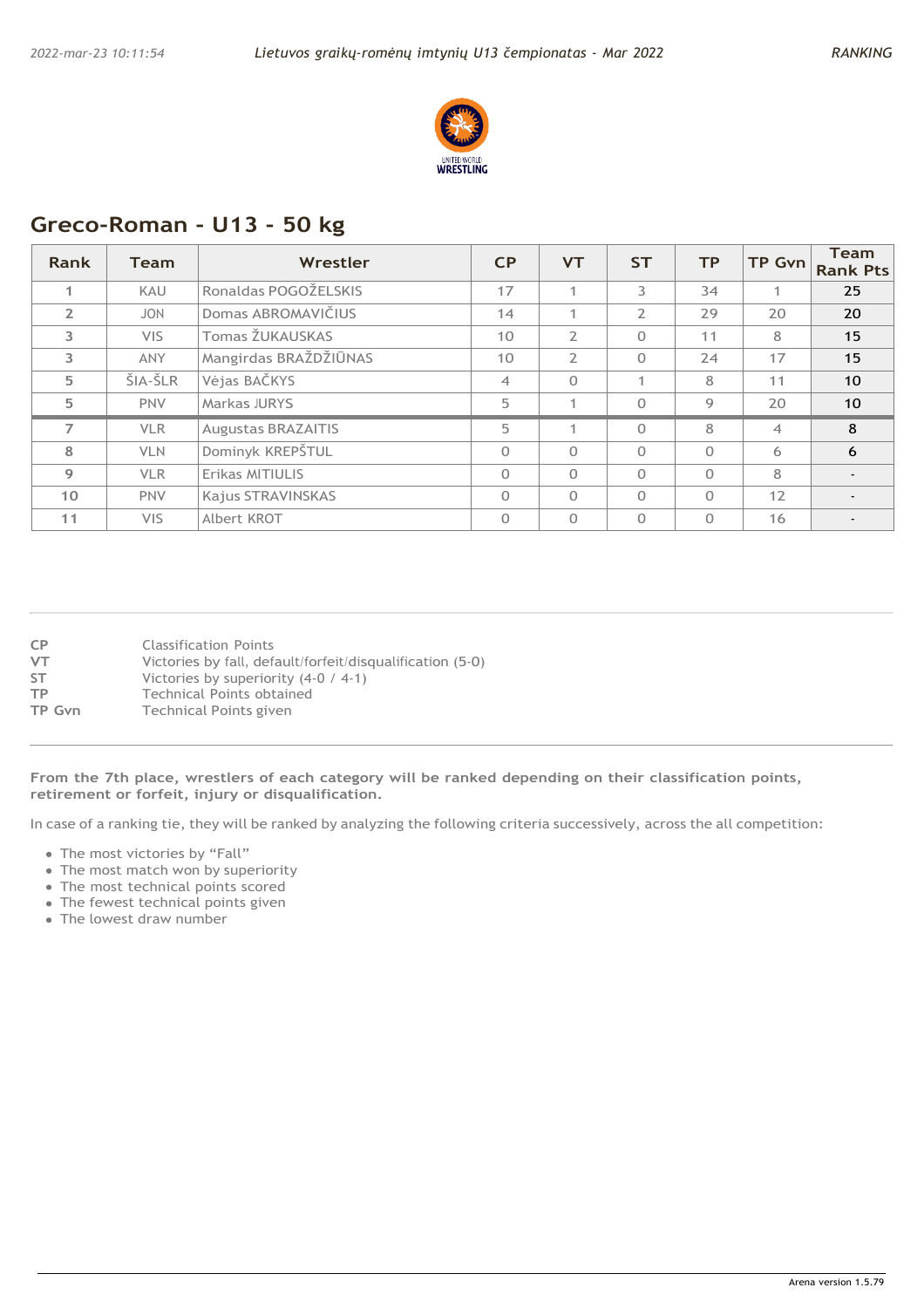## Greco-Roman - U13 - 50 kg

| Rank | Team | Wrestler | CP | VT | ST | TP | TP Gvn | Team Rank Pts |
|---|---|---|---|---|---|---|---|---|
| 1 | KAU | Ronaldas POGOŽELSKIS | 17 | 1 | 3 | 34 | 1 | **25** |
| 2 | JON | Domas ABROMAVIČIUS | 14 | 1 | 2 | 29 | 20 | **20** |
| 3 | VIS | Tomas ŽUKAUSKAS | 10 | 2 | 0 | 11 | 8 | **15** |
| 3 | ANY | Mangirdas BRAŽDŽIŪNAS | 10 | 2 | 0 | 24 | 17 | **15** |
| 5 | ŠIA-ŠLR | Vėjas BAČKYS | 4 | 0 | 1 | 8 | 11 | **10** |
| 5 | PNV | Markas JURYS | 5 | 1 | 0 | 9 | 20 | **10** |
| 7 | VLR | Augustas BRAZAITIS | 5 | 1 | 0 | 8 | 4 | **8** |
| 8 | VLN | Dominyk KREPŠTUL | 0 | 0 | 0 | 0 | 6 | **6** |
| 9 | VLR | Erikas MITIULIS | 0 | 0 | 0 | 0 | 8 | - |
| 10 | PNV | Kajus STRAVINSKAS | 0 | 0 | 0 | 0 | 12 | - |
| 11 | VIS | Albert KROT | 0 | 0 | 0 | 0 | 16 | - |

**CP** Classification Points
**VT** Victories by fall, default/forfeit/disqualification (5-0)
**ST** Victories by superiority (4-0 / 4-1)
**TP** Technical Points obtained
**TP Gvn** Technical Points given

**From the 7th place, wrestlers of each category will be ranked depending on their classification points, retirement or forfeit, injury or disqualification.**

In case of a ranking tie, they will be ranked by analyzing the following criteria successively, across the all competition:

- The most victories by “Fall”
- The most match won by superiority
- The most technical points scored
- The fewest technical points given
- The lowest draw number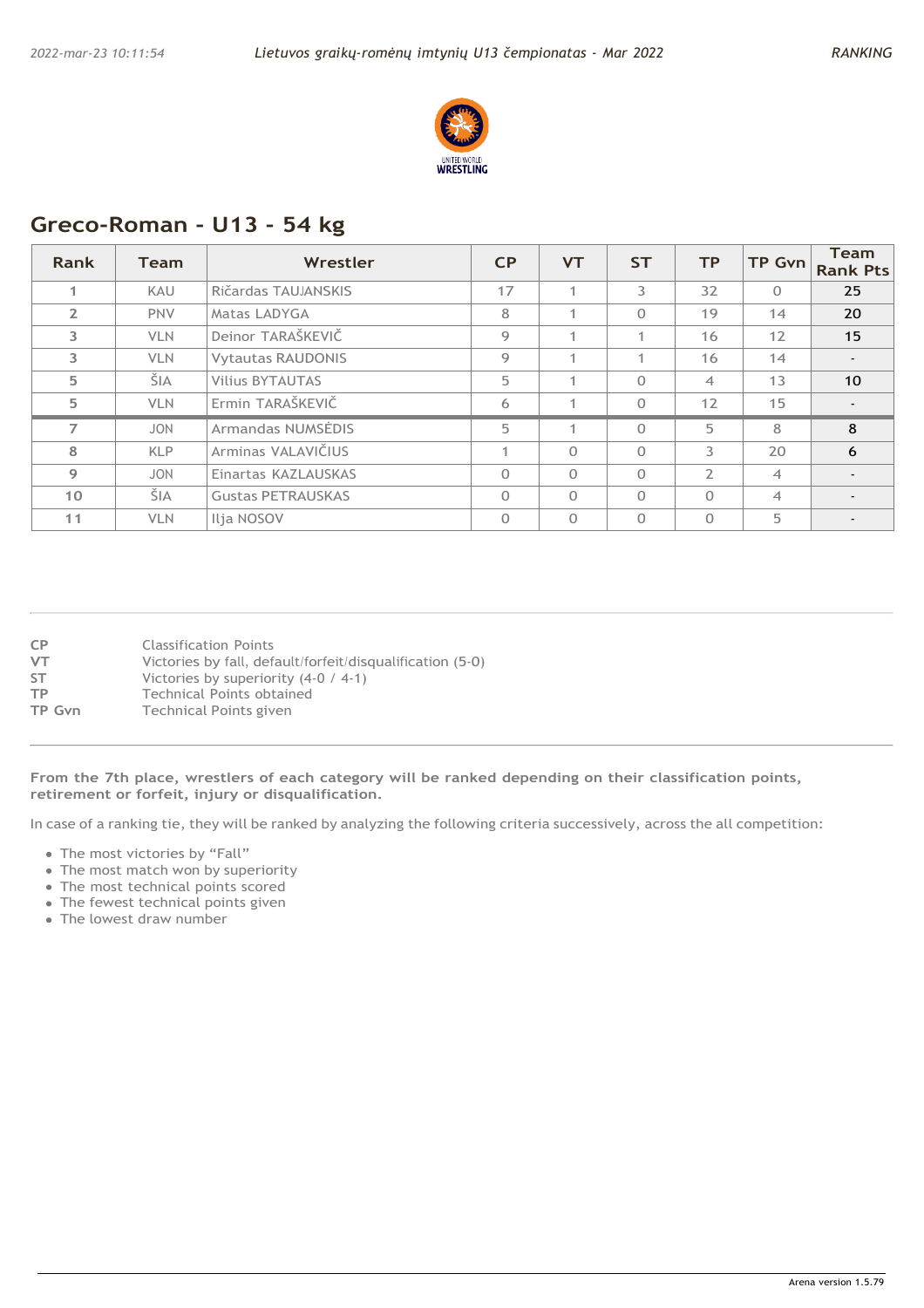## Greco-Roman - U13 - 54 kg

| Rank | Team | Wrestler | CP | VT | ST | TP | TP Gvn | Team Rank Pts |
|---|---|---|---|---|---|---|---|---|
| 1 | KAU | Ričardas TAUJANSKIS | 17 | 1 | 3 | 32 | 0 | 25 |
| 2 | PNV | Matas LADYGA | 8 | 1 | 0 | 19 | 14 | 20 |
| 3 | VLN | Deinor TARAŠKEVIČ | 9 | 1 | 1 | 16 | 12 | 15 |
| 3 | VLN | Vytautas RAUDONIS | 9 | 1 | 1 | 16 | 14 | - |
| 5 | ŠIA | Vilius BYTAUTAS | 5 | 1 | 0 | 4 | 13 | 10 |
| 5 | VLN | Ermin TARAŠKEVIČ | 6 | 1 | 0 | 12 | 15 | - |
| 7 | JON | Armandas NUMSĖDIS | 5 | 1 | 0 | 5 | 8 | 8 |
| 8 | KLP | Arminas VALAVIČIUS | 1 | 0 | 0 | 3 | 20 | 6 |
| 9 | JON | Einartas KAZLAUSKAS | 0 | 0 | 0 | 2 | 4 | - |
| 10 | ŠIA | Gustas PETRAUSKAS | 0 | 0 | 0 | 0 | 4 | - |
| 11 | VLN | Ilja NOSOV | 0 | 0 | 0 | 0 | 5 | - |

**CP** Classification Points
**VT** Victories by fall, default/forfeit/disqualification (5-0)
**ST** Victories by superiority (4-0 / 4-1)
**TP** Technical Points obtained
**TP Gvn** Technical Points given

**From the 7th place, wrestlers of each category will be ranked depending on their classification points, retirement or forfeit, injury or disqualification.**

In case of a ranking tie, they will be ranked by analyzing the following criteria successively, across the all competition:

- The most victories by "Fall"
- The most match won by superiority
- The most technical points scored
- The fewest technical points given
- The lowest draw number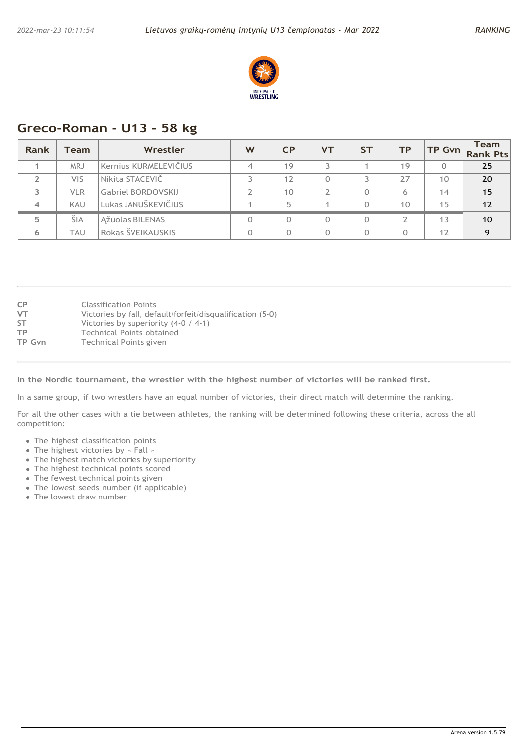## Greco-Roman - U13 - 58 kg

| Rank | Team | Wrestler | W | CP | VT | ST | TP | TP Gvn | Team Rank Pts |
|---|---|---|---|---|---|---|---|---|---|
| 1 | MRJ | Kernius KURMELEVIČIUS | 4 | 19 | 3 | 1 | 19 | 0 | **25** |
| 2 | VIS | Nikita STACEVIČ | 3 | 12 | 0 | 3 | 27 | 10 | **20** |
| 3 | VLR | Gabriel BORDOVSKIJ | 2 | 10 | 2 | 0 | 6 | 14 | **15** |
| 4 | KAU | Lukas JANUŠKEVIČIUS | 1 | 5 | 1 | 0 | 10 | 15 | **12** |
| 5 | ŠIA | Ąžuolas BILENAS | 0 | 0 | 0 | 0 | 2 | 13 | **10** |
| 6 | TAU | Rokas ŠVEIKAUSKIS | 0 | 0 | 0 | 0 | 0 | 12 | **9** |

**CP** Classification Points
**VT** Victories by fall, default/forfeit/disqualification (5-0)
**ST** Victories by superiority (4-0 / 4-1)
**TP** Technical Points obtained
**TP Gvn** Technical Points given

**In the Nordic tournament, the wrestler with the highest number of victories will be ranked first.**

In a same group, if two wrestlers have an equal number of victories, their direct match will determine the ranking.

For all the other cases with a tie between athletes, the ranking will be determined following these criteria, across the all competition:

- The highest classification points
- The highest victories by « Fall »
- The highest match victories by superiority
- The highest technical points scored
- The fewest technical points given
- The lowest seeds number (if applicable)
- The lowest draw number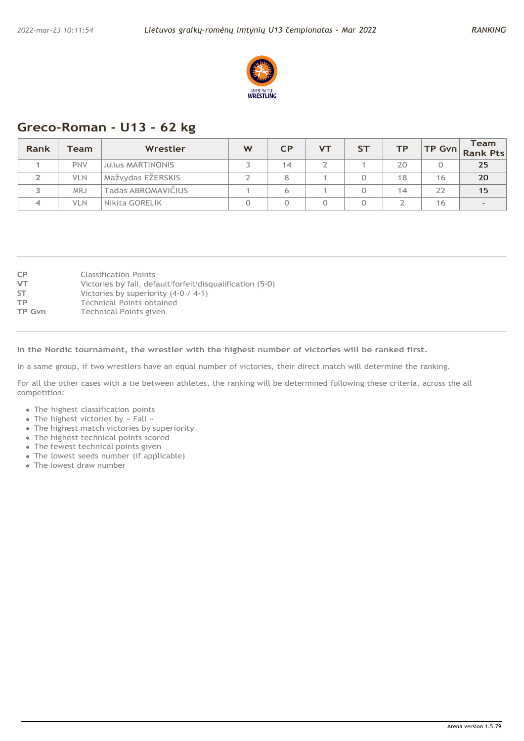## Greco-Roman - U13 - 62 kg

| Rank | Team | Wrestler | W | CP | VT | ST | TP | TP Gvn | Team Rank Pts |
|---|---|---|---|---|---|---|---|---|---|
| 1 | PNV | Julius MARTINONIS | 3 | 14 | 2 | 1 | 20 | 0 | 25 |
| 2 | VLN | Mažvydas EŽERSKIS | 2 | 8 | 1 | 0 | 18 | 16 | 20 |
| 3 | MRJ | Tadas ABROMAVIČIUS | 1 | 6 | 1 | 0 | 14 | 22 | 15 |
| 4 | VLN | Nikita GORELIK | 0 | 0 | 0 | 0 | 2 | 16 | - |

CP Classification Points
VT Victories by fall, default/forfeit/disqualification (5-0)
ST Victories by superiority (4-0 / 4-1)
TP Technical Points obtained
TP Gvn Technical Points given

**In the Nordic tournament, the wrestler with the highest number of victories will be ranked first.**

In a same group, if two wrestlers have an equal number of victories, their direct match will determine the ranking.

For all the other cases with a tie between athletes, the ranking will be determined following these criteria, across the all competition:

- The highest classification points
- The highest victories by « Fall »
- The highest match victories by superiority
- The highest technical points scored
- The fewest technical points given
- The lowest seeds number (if applicable)
- The lowest draw number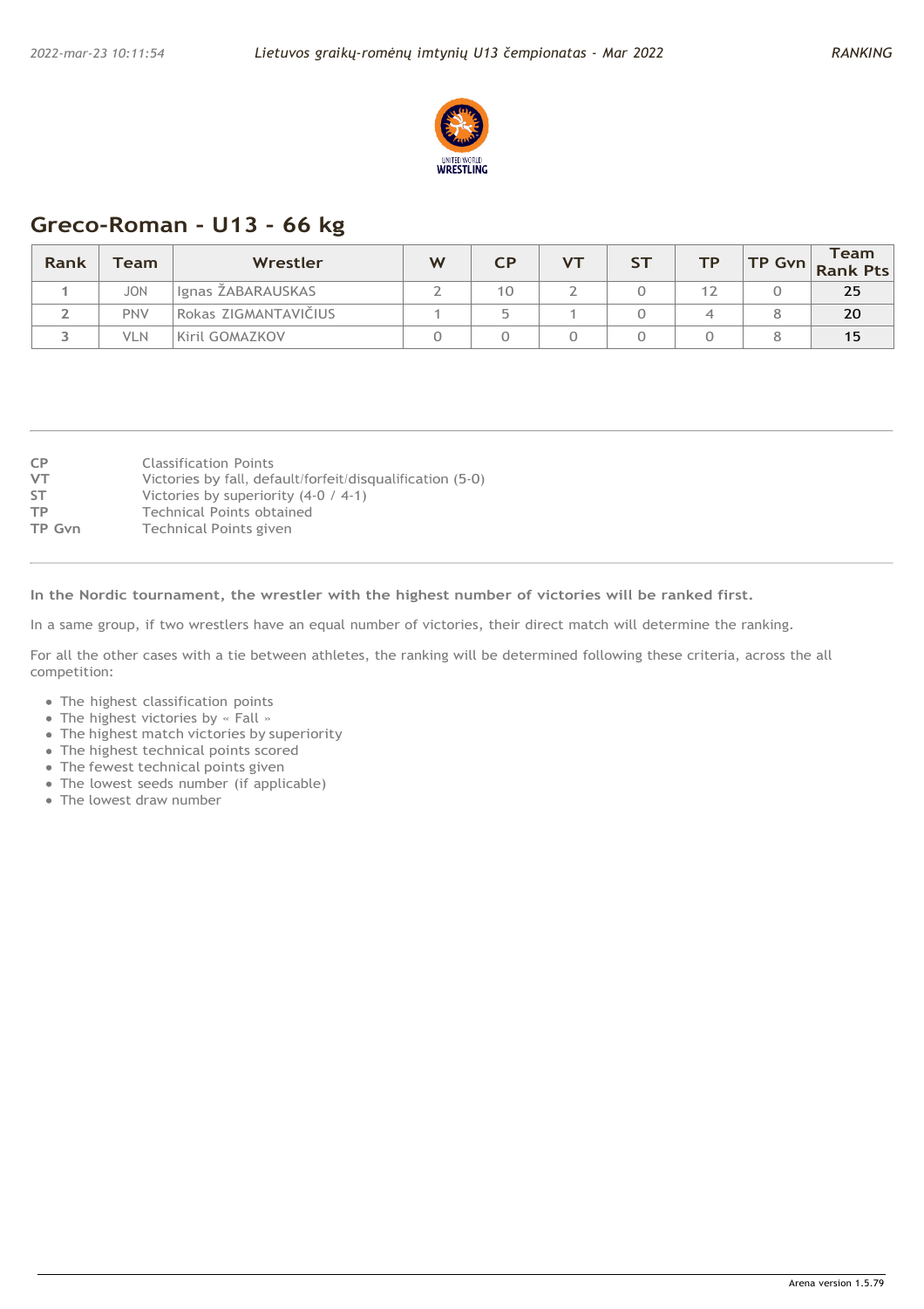## Greco-Roman - U13 - 66 kg

| Rank | Team | Wrestler | W | CP | VT | ST | TP | TP Gvn | Team Rank Pts |
|---|---|---|---|---|---|---|---|---|---|
| 1 | JON | Ignas ŽABARAUSKAS | 2 | 10 | 2 | 0 | 12 | 0 | 25 |
| 2 | PNV | Rokas ZIGMANTAVIČIUS | 1 | 5 | 1 | 0 | 4 | 8 | 20 |
| 3 | VLN | Kiril GOMAZKOV | 0 | 0 | 0 | 0 | 0 | 8 | 15 |

CP — Classification Points
VT — Victories by fall, default/forfeit/disqualification (5-0)
ST — Victories by superiority (4-0 / 4-1)
TP — Technical Points obtained
TP Gvn — Technical Points given

**In the Nordic tournament, the wrestler with the highest number of victories will be ranked first.**

In a same group, if two wrestlers have an equal number of victories, their direct match will determine the ranking.

For all the other cases with a tie between athletes, the ranking will be determined following these criteria, across the all competition:

- The highest classification points
- The highest victories by « Fall »
- The highest match victories by superiority
- The highest technical points scored
- The fewest technical points given
- The lowest seeds number (if applicable)
- The lowest draw number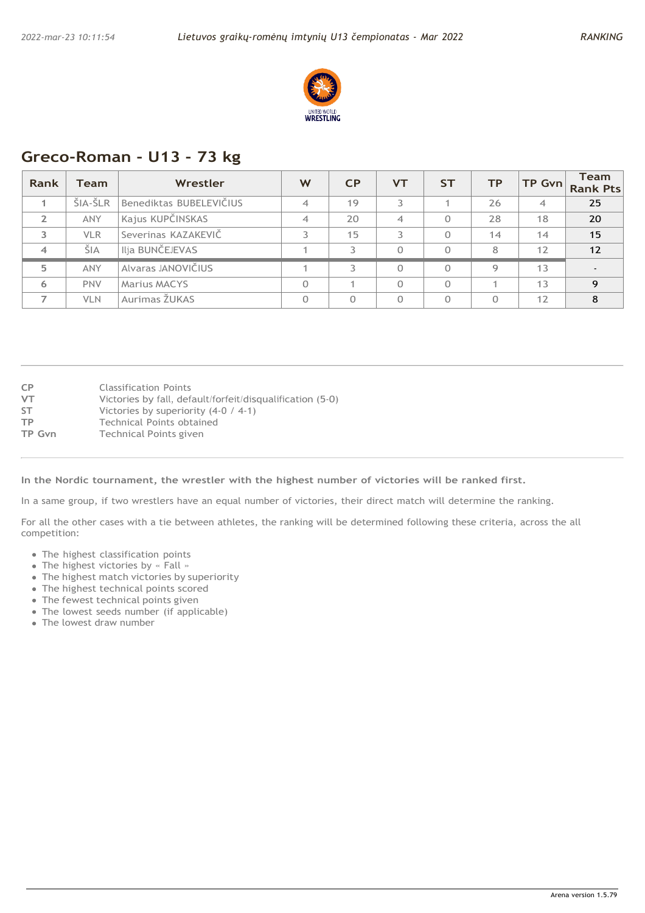## Greco-Roman - U13 - 73 kg

| Rank | Team | Wrestler | W | CP | VT | ST | TP | TP Gvn | Team Rank Pts |
|---|---|---|---|---|---|---|---|---|---|
| 1 | ŠIA-ŠLR | Benediktas BUBELEVIČIUS | 4 | 19 | 3 | 1 | 26 | 4 | 25 |
| 2 | ANY | Kajus KUPČINSKAS | 4 | 20 | 4 | 0 | 28 | 18 | 20 |
| 3 | VLR | Severinas KAZAKEVIČ | 3 | 15 | 3 | 0 | 14 | 14 | 15 |
| 4 | ŠIA | Ilja BUNČEJEVAS | 1 | 3 | 0 | 0 | 8 | 12 | 12 |
| 5 | ANY | Alvaras JANOVIČIUS | 1 | 3 | 0 | 0 | 9 | 13 | - |
| 6 | PNV | Marius MACYS | 0 | 1 | 0 | 0 | 1 | 13 | 9 |
| 7 | VLN | Aurimas ŽUKAS | 0 | 0 | 0 | 0 | 0 | 12 | 8 |

CP — Classification Points
VT — Victories by fall, default/forfeit/disqualification (5-0)
ST — Victories by superiority (4-0 / 4-1)
TP — Technical Points obtained
TP Gvn — Technical Points given

**In the Nordic tournament, the wrestler with the highest number of victories will be ranked first.**

In a same group, if two wrestlers have an equal number of victories, their direct match will determine the ranking.

For all the other cases with a tie between athletes, the ranking will be determined following these criteria, across the all competition:

- The highest classification points
- The highest victories by « Fall »
- The highest match victories by superiority
- The highest technical points scored
- The fewest technical points given
- The lowest seeds number (if applicable)
- The lowest draw number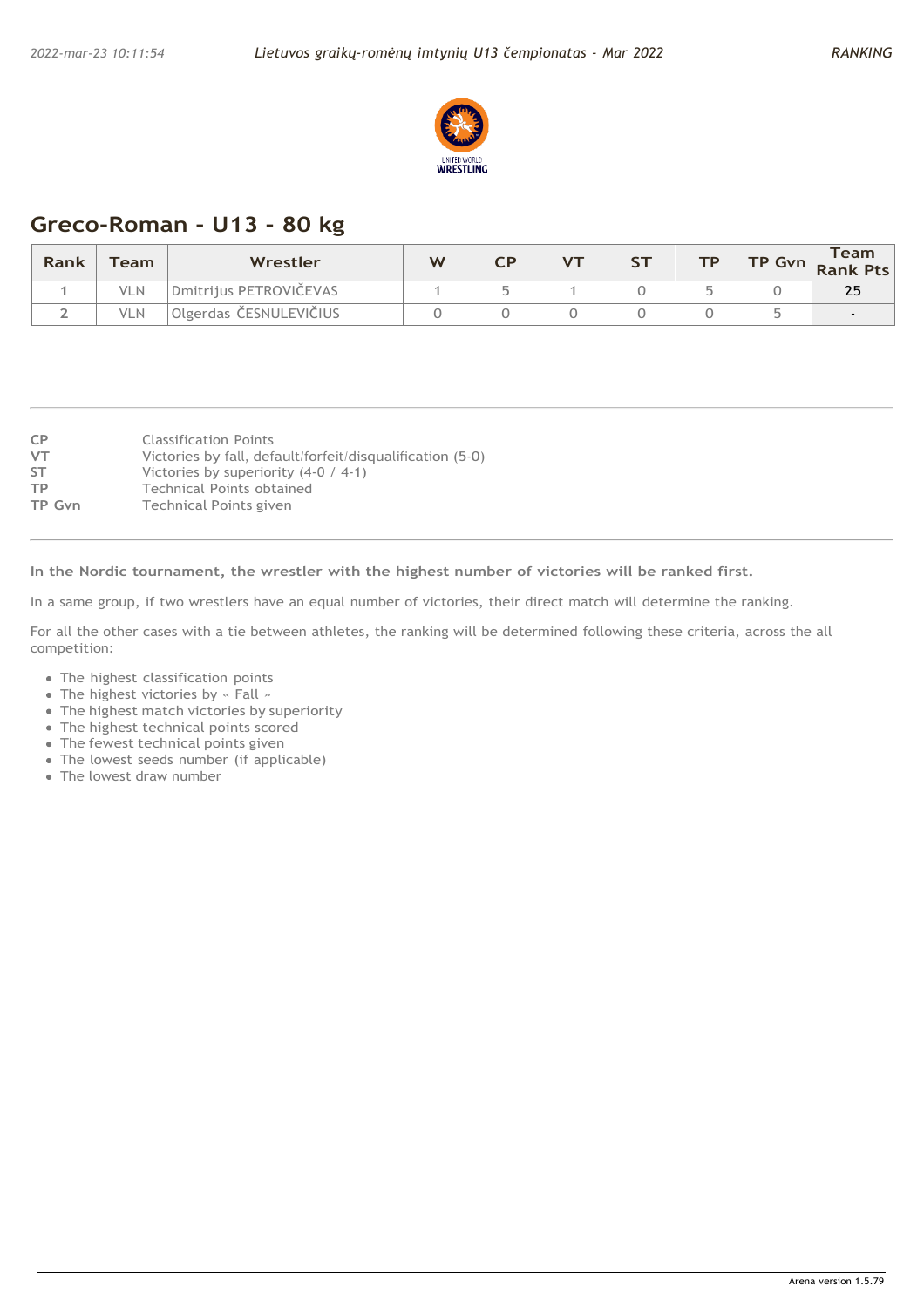## Greco-Roman - U13 - 80 kg

| Rank | Team | Wrestler | W | CP | VT | ST | TP | TP Gvn | Team Rank Pts |
|---|---|---|---|---|---|---|---|---|---|
| 1 | VLN | Dmitrijus PETROVIČEVAS | 1 | 5 | 1 | 0 | 5 | 0 | 25 |
| 2 | VLN | Olgerdas ČESNULEVIČIUS | 0 | 0 | 0 | 0 | 0 | 5 | - |

| | |
|---|---|
| CP | Classification Points |
| VT | Victories by fall, default/forfeit/disqualification (5-0) |
| ST | Victories by superiority (4-0 / 4-1) |
| TP | Technical Points obtained |
| TP Gvn | Technical Points given |

**In the Nordic tournament, the wrestler with the highest number of victories will be ranked first.**

In a same group, if two wrestlers have an equal number of victories, their direct match will determine the ranking.

For all the other cases with a tie between athletes, the ranking will be determined following these criteria, across the all competition:

- The highest classification points
- The highest victories by « Fall »
- The highest match victories by superiority
- The highest technical points scored
- The fewest technical points given
- The lowest seeds number (if applicable)
- The lowest draw number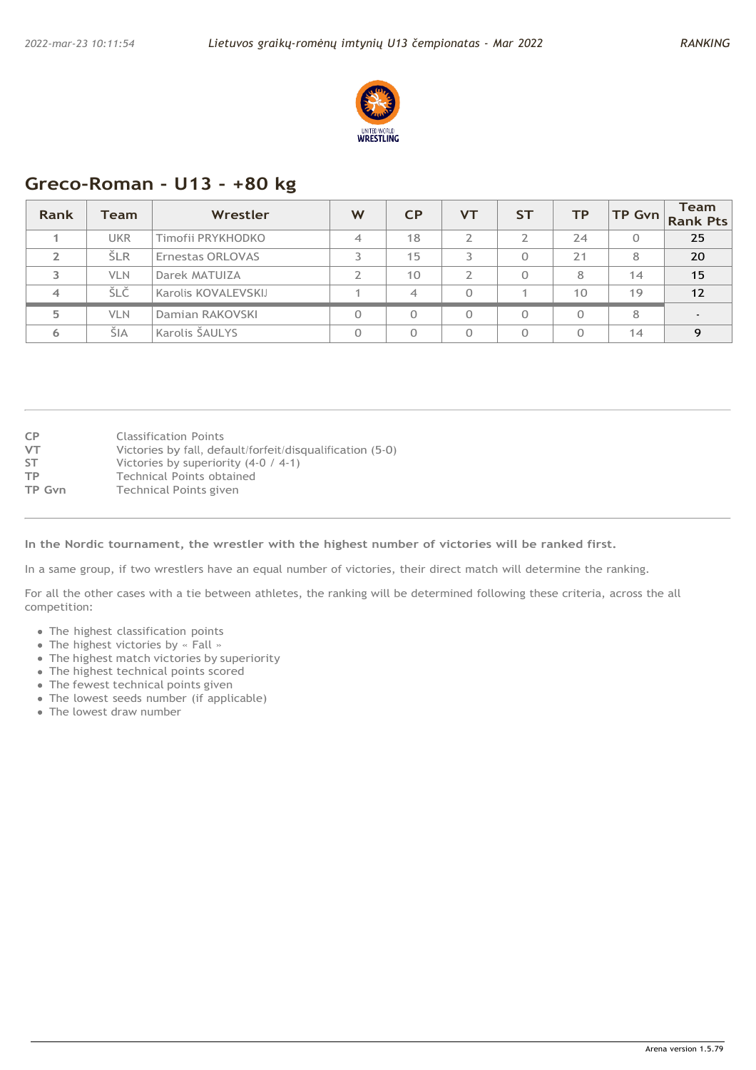## Greco-Roman - U13 - +80 kg

| Rank | Team | Wrestler | W | CP | VT | ST | TP | TP Gvn | Team Rank Pts |
|---|---|---|---|---|---|---|---|---|---|
| 1 | UKR | Timofii PRYKHODKO | 4 | 18 | 2 | 2 | 24 | 0 | 25 |
| 2 | ŠLR | Ernestas ORLOVAS | 3 | 15 | 3 | 0 | 21 | 8 | 20 |
| 3 | VLN | Darek MATUIZA | 2 | 10 | 2 | 0 | 8 | 14 | 15 |
| 4 | ŠLČ | Karolis KOVALEVSKIJ | 1 | 4 | 0 | 1 | 10 | 19 | 12 |
| 5 | VLN | Damian RAKOVSKI | 0 | 0 | 0 | 0 | 0 | 8 | - |
| 6 | ŠIA | Karolis ŠAULYS | 0 | 0 | 0 | 0 | 0 | 14 | 9 |

| | |
|---|---|
| **CP** | Classification Points |
| **VT** | Victories by fall, default/forfeit/disqualification (5-0) |
| **ST** | Victories by superiority (4-0 / 4-1) |
| **TP** | Technical Points obtained |
| **TP Gvn** | Technical Points given |

**In the Nordic tournament, the wrestler with the highest number of victories will be ranked first.**

In a same group, if two wrestlers have an equal number of victories, their direct match will determine the ranking.

For all the other cases with a tie between athletes, the ranking will be determined following these criteria, across the all competition:

- The highest classification points
- The highest victories by « Fall »
- The highest match victories by superiority
- The highest technical points scored
- The fewest technical points given
- The lowest seeds number (if applicable)
- The lowest draw number